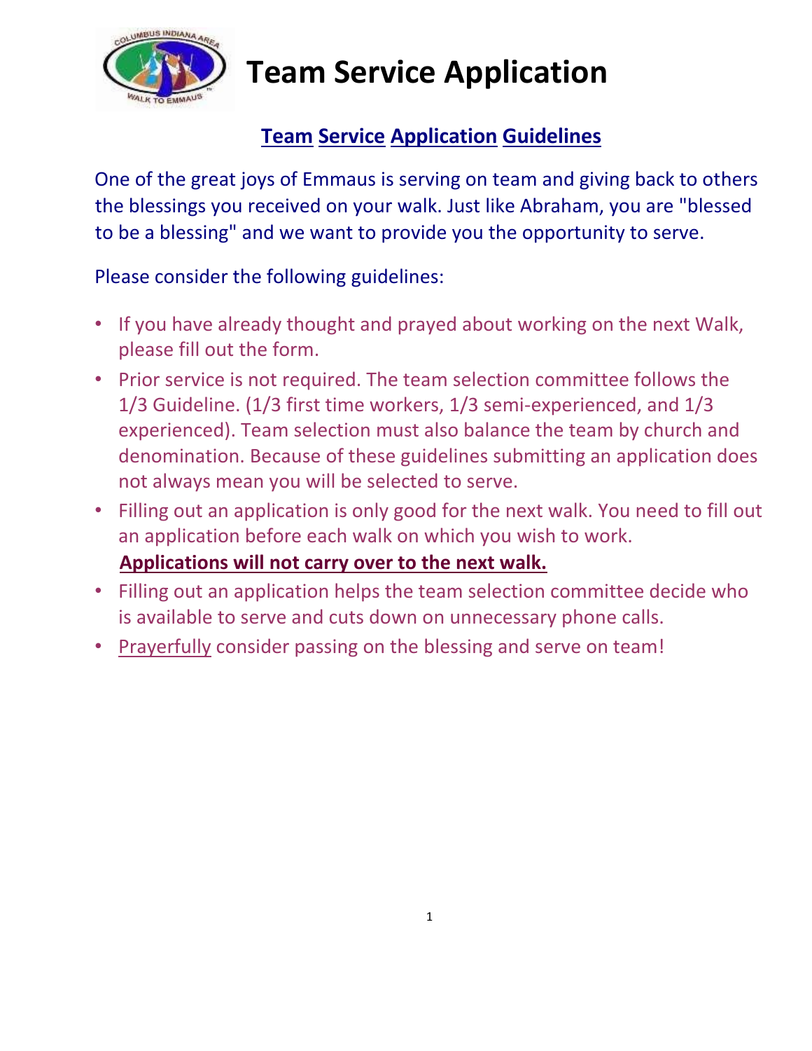# Team Service Application

## Team Service Application Guidelines

One of the great joys of Emmaus is serving on team and giving back to others the blessings you received on your walk. Just like Abraham, you are "blessed to be a blessing" and we want to provide you the opportunity to serve.

Please consider the following guidelines:

- If you have already thought and prayed about working on the next Walk, please fill out the form.
- Prior service is not required. The team selection committee follows the 1/3 Guideline. (1/3 first time workers, 1/3 semi-experienced, and 1/3 experienced). Team selection must also balance the team by church and denomination. Because of these guidelines submitting an application does not always mean you will be selected to serve.
- Filling out an application is only good for the next walk. You need to fill out an application before each walk on which you wish to work. **Applications will not carry over to the next walk.**
- Filling out an application helps the team selection committee decide who is available to serve and cuts down on unnecessary phone calls.
- Prayerfully consider passing on the blessing and serve on team!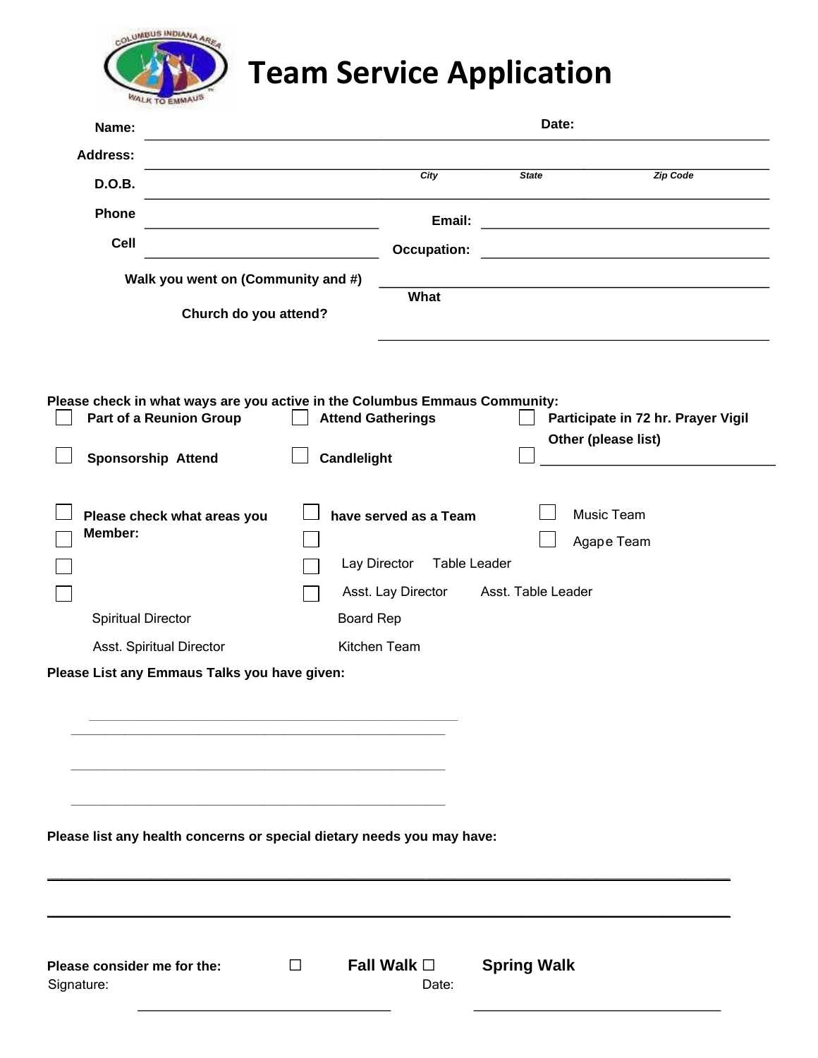# Team Service Application

**Name:** ______________________________ **Date:** ______________________________

**Address:** ______________________________

*City* *State* *Zip Code*

**D.O.B.** ______________________________

**Phone** ______________________________ **Email:** ______________________________

**Cell** ______________________________ **Occupation:** ______________________________

**Walk you went on (Community and #)** ______________________________

**What Church do you attend?** ______________________________

**Please check in what ways are you active in the Columbus Emmaus Community:**

- ☐ **Part of a Reunion Group**
- ☐ **Attend Gatherings**
- ☐ **Participate in 72 hr. Prayer Vigil**
- ☐ **Sponsorship Attend**
- ☐ **Candlelight**
- ☐ **Other (please list)** ______________________________

**Please check what areas you have served as a Team Member:**

- ☐ Music Team
- ☐ Agape Team
- ☐ Lay Director
- ☐ Table Leader
- ☐ Asst. Lay Director
- ☐ Asst. Table Leader
- ☐ Spiritual Director
- ☐ Board Rep
- ☐ Asst. Spiritual Director
- ☐ Kitchen Team

**Please List any Emmaus Talks you have given:**

______________________________

______________________________

______________________________

______________________________

**Please list any health concerns or special dietary needs you may have:**

______________________________

______________________________

**Please consider me for the:** ☐ **Fall Walk** ☐ **Spring Walk**

Signature: ______________________________ Date: ______________________________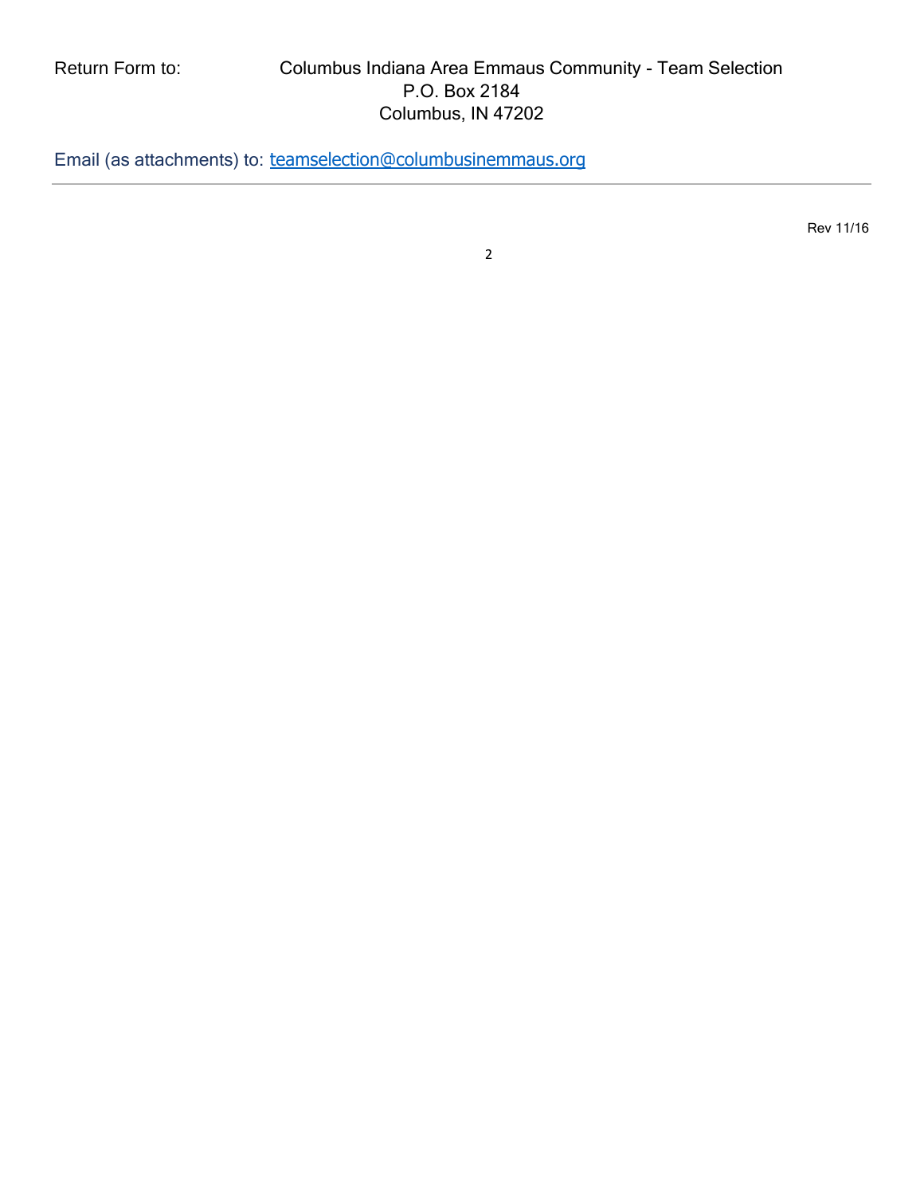Return Form to: Columbus Indiana Area Emmaus Community - Team Selection
P.O. Box 2184
Columbus, IN 47202

Email (as attachments) to: teamselection@columbusinemmaus.org

---

Rev 11/16